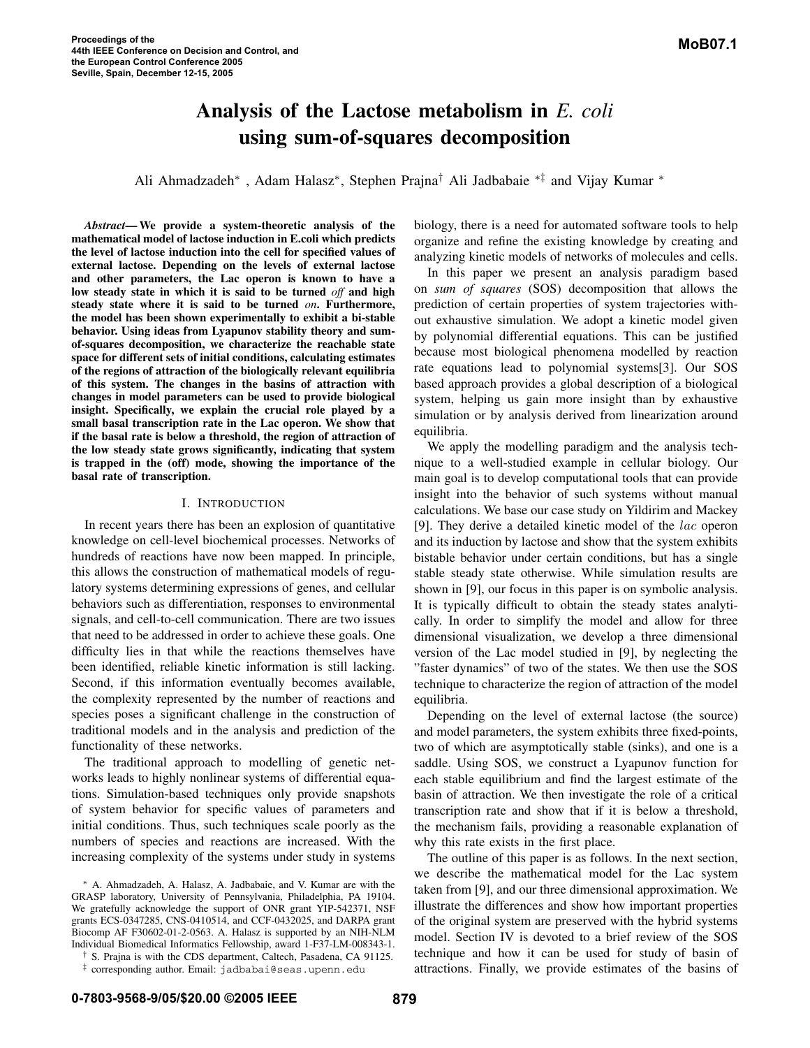# Analysis of the Lactose metabolism in *E. coli* using sum-of-squares decomposition

Ali Ahmadzadeh*, Adam Halasz*, Stephen Prajna† Ali Jadbabaie *‡ and Vijay Kumar *

***Abstract*— We provide a system-theoretic analysis of the mathematical model of lactose induction in E.coli which predicts the level of lactose induction into the cell for specified values of external lactose. Depending on the levels of external lactose and other parameters, the Lac operon is known to have a low steady state in which it is said to be turned *off* and high steady state where it is said to be turned *on*. Furthermore, the model has been shown experimentally to exhibit a bi-stable behavior. Using ideas from Lyapunov stability theory and sum-of-squares decomposition, we characterize the reachable state space for different sets of initial conditions, calculating estimates of the regions of attraction of the biologically relevant equilibria of this system. The changes in the basins of attraction with changes in model parameters can be used to provide biological insight. Specifically, we explain the crucial role played by a small basal transcription rate in the Lac operon. We show that if the basal rate is below a threshold, the region of attraction of the low steady state grows significantly, indicating that system is trapped in the (off) mode, showing the importance of the basal rate of transcription.**

## I. Introduction

In recent years there has been an explosion of quantitative knowledge on cell-level biochemical processes. Networks of hundreds of reactions have now been mapped. In principle, this allows the construction of mathematical models of regulatory systems determining expressions of genes, and cellular behaviors such as differentiation, responses to environmental signals, and cell-to-cell communication. There are two issues that need to be addressed in order to achieve these goals. One difficulty lies in that while the reactions themselves have been identified, reliable kinetic information is still lacking. Second, if this information eventually becomes available, the complexity represented by the number of reactions and species poses a significant challenge in the construction of traditional models and in the analysis and prediction of the functionality of these networks.

The traditional approach to modelling of genetic networks leads to highly nonlinear systems of differential equations. Simulation-based techniques only provide snapshots of system behavior for specific values of parameters and initial conditions. Thus, such techniques scale poorly as the numbers of species and reactions are increased. With the increasing complexity of the systems under study in systems biology, there is a need for automated software tools to help organize and refine the existing knowledge by creating and analyzing kinetic models of networks of molecules and cells.

In this paper we present an analysis paradigm based on *sum of squares* (SOS) decomposition that allows the prediction of certain properties of system trajectories without exhaustive simulation. We adopt a kinetic model given by polynomial differential equations. This can be justified because most biological phenomena modelled by reaction rate equations lead to polynomial systems[3]. Our SOS based approach provides a global description of a biological system, helping us gain more insight than by exhaustive simulation or by analysis derived from linearization around equilibria.

We apply the modelling paradigm and the analysis technique to a well-studied example in cellular biology. Our main goal is to develop computational tools that can provide insight into the behavior of such systems without manual calculations. We base our case study on Yildirim and Mackey [9]. They derive a detailed kinetic model of the *lac* operon and its induction by lactose and show that the system exhibits bistable behavior under certain conditions, but has a single stable steady state otherwise. While simulation results are shown in [9], our focus in this paper is on symbolic analysis. It is typically difficult to obtain the steady states analytically. In order to simplify the model and allow for three dimensional visualization, we develop a three dimensional version of the Lac model studied in [9], by neglecting the "faster dynamics" of two of the states. We then use the SOS technique to characterize the region of attraction of the model equilibria.

Depending on the level of external lactose (the source) and model parameters, the system exhibits three fixed-points, two of which are asymptotically stable (sinks), and one is a saddle. Using SOS, we construct a Lyapunov function for each stable equilibrium and find the largest estimate of the basin of attraction. We then investigate the role of a critical transcription rate and show that if it is below a threshold, the mechanism fails, providing a reasonable explanation of why this rate exists in the first place.

The outline of this paper is as follows. In the next section, we describe the mathematical model for the Lac system taken from [9], and our three dimensional approximation. We illustrate the differences and show how important properties of the original system are preserved with the hybrid systems model. Section IV is devoted to a brief review of the SOS technique and how it can be used for study of basin of attractions. Finally, we provide estimates of the basins of

---

* A. Ahmadzadeh, A. Halasz, A. Jadbabaie, and V. Kumar are with the GRASP laboratory, University of Pennsylvania, Philadelphia, PA 19104. We gratefully acknowledge the support of ONR grant YIP-542371, NSF grants ECS-0347285, CNS-0410514, and CCF-0432025, and DARPA grant Biocomp AF F30602-01-2-0563. A. Halasz is supported by an NIH-NLM Individual Biomedical Informatics Fellowship, award 1-F37-LM-008343-1.

† S. Prajna is with the CDS department, Caltech, Pasadena, CA 91125.

‡ corresponding author. Email: jadbabai@seas.upenn.edu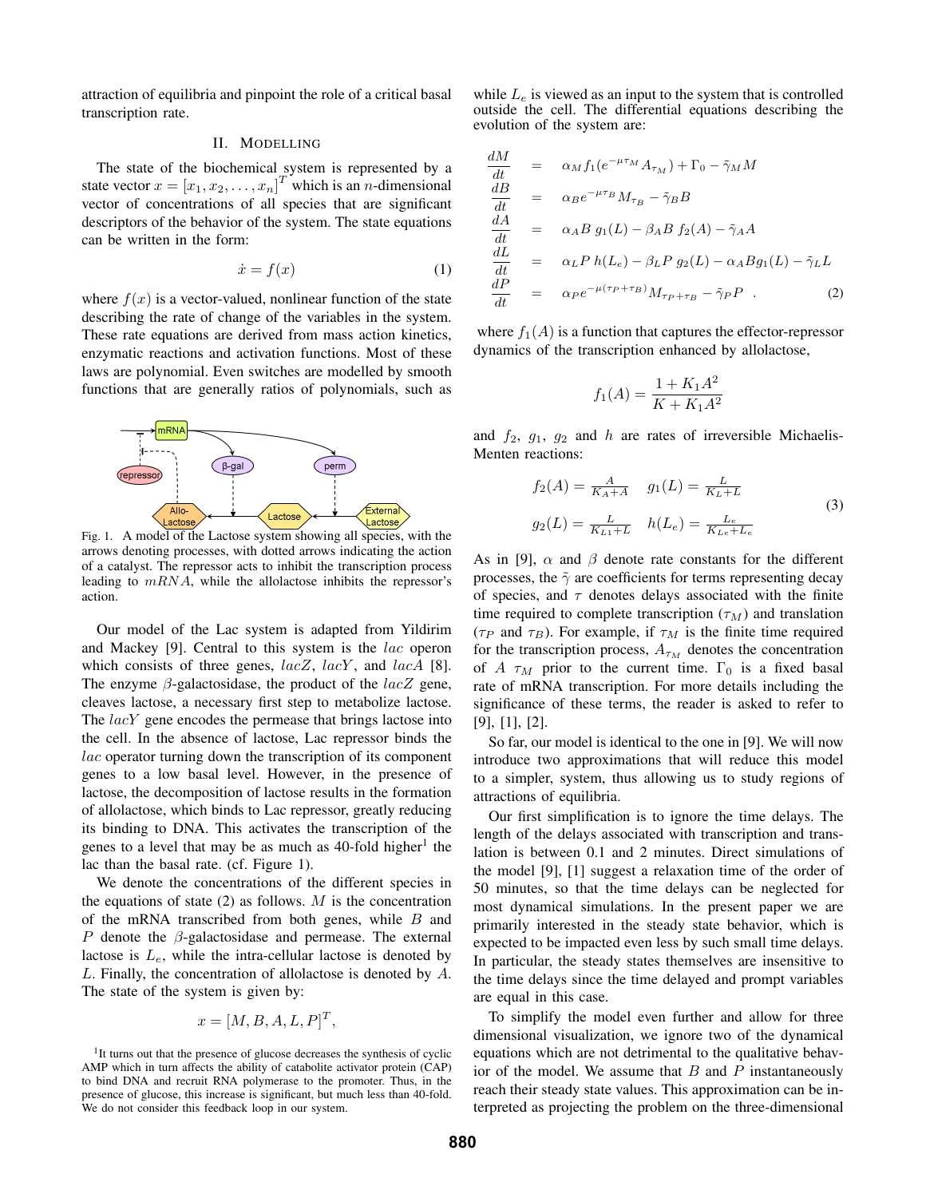attraction of equilibria and pinpoint the role of a critical basal transcription rate.

## II. Modelling

The state of the biochemical system is represented by a state vector $x = [x_1, x_2, \ldots, x_n]^T$ which is an $n$-dimensional vector of concentrations of all species that are significant descriptors of the behavior of the system. The state equations can be written in the form:

$$\dot{x} = f(x) \tag{1}$$

where $f(x)$ is a vector-valued, nonlinear function of the state describing the rate of change of the variables in the system. These rate equations are derived from mass action kinetics, enzymatic reactions and activation functions. Most of these laws are polynomial. Even switches are modelled by smooth functions that are generally ratios of polynomials, such as

Fig. 1. A model of the Lactose system showing all species, with the arrows denoting processes, with dotted arrows indicating the action of a catalyst. The repressor acts to inhibit the transcription process leading to $mRNA$, while the allolactose inhibits the repressor's action.

Our model of the Lac system is adapted from Yildirim and Mackey [9]. Central to this system is the *lac* operon which consists of three genes, *lacZ*, *lacY*, and *lacA* [8]. The enzyme $\beta$-galactosidase, the product of the *lacZ* gene, cleaves lactose, a necessary first step to metabolize lactose. The *lacY* gene encodes the permease that brings lactose into the cell. In the absence of lactose, Lac repressor binds the *lac* operator turning down the transcription of its component genes to a low basal level. However, in the presence of lactose, the decomposition of lactose results in the formation of allolactose, which binds to Lac repressor, greatly reducing its binding to DNA. This activates the transcription of the genes to a level that may be as much as 40-fold higher[1] the lac than the basal rate. (cf. Figure 1).

We denote the concentrations of the different species in the equations of state (2) as follows. $M$ is the concentration of the mRNA transcribed from both genes, while $B$ and $P$ denote the $\beta$-galactosidase and permease. The external lactose is $L_e$, while the intra-cellular lactose is denoted by $L$. Finally, the concentration of allolactose is denoted by $A$. The state of the system is given by:

$$x = [M, B, A, L, P]^T,$$

while $L_e$ is viewed as an input to the system that is controlled outside the cell. The differential equations describing the evolution of the system are:

$$\begin{aligned}
\frac{dM}{dt} &= \alpha_M f_1(e^{-\mu\tau_M} A_{\tau_M}) + \Gamma_0 - \tilde{\gamma}_M M \\
\frac{dB}{dt} &= \alpha_B e^{-\mu\tau_B} M_{\tau_B} - \tilde{\gamma}_B B \\
\frac{dA}{dt} &= \alpha_A B\, g_1(L) - \beta_A B\, f_2(A) - \tilde{\gamma}_A A \\
\frac{dL}{dt} &= \alpha_L P\, h(L_e) - \beta_L P\, g_2(L) - \alpha_A B g_1(L) - \tilde{\gamma}_L L \\
\frac{dP}{dt} &= \alpha_P e^{-\mu(\tau_P+\tau_B)} M_{\tau_P+\tau_B} - \tilde{\gamma}_P P \quad .
\end{aligned} \tag{2}$$

where $f_1(A)$ is a function that captures the effector-repressor dynamics of the transcription enhanced by allolactose,

$$f_1(A) = \frac{1 + K_1 A^2}{K + K_1 A^2}$$

and $f_2$, $g_1$, $g_2$ and $h$ are rates of irreversible Michaelis-Menten reactions:

$$\begin{aligned}
f_2(A) &= \frac{A}{K_A + A} \quad & g_1(L) &= \frac{L}{K_L + L} \\
g_2(L) &= \frac{L}{K_{L1} + L} \quad & h(L_e) &= \frac{L_e}{K_{Le} + L_e}
\end{aligned} \tag{3}$$

As in [9], $\alpha$ and $\beta$ denote rate constants for the different processes, the $\tilde{\gamma}$ are coefficients for terms representing decay of species, and $\tau$ denotes delays associated with the finite time required to complete transcription ($\tau_M$) and translation ($\tau_P$ and $\tau_B$). For example, if $\tau_M$ is the finite time required for the transcription process, $A_{\tau_M}$ denotes the concentration of $A$ $\tau_M$ prior to the current time. $\Gamma_0$ is a fixed basal rate of mRNA transcription. For more details including the significance of these terms, the reader is asked to refer to [9], [1], [2].

So far, our model is identical to the one in [9]. We will now introduce two approximations that will reduce this model to a simpler, system, thus allowing us to study regions of attractions of equilibria.

Our first simplification is to ignore the time delays. The length of the delays associated with transcription and translation is between 0.1 and 2 minutes. Direct simulations of the model [9], [1] suggest a relaxation time of the order of 50 minutes, so that the time delays can be neglected for most dynamical simulations. In the present paper we are primarily interested in the steady state behavior, which is expected to be impacted even less by such small time delays. In particular, the steady states themselves are insensitive to the time delays since the time delayed and prompt variables are equal in this case.

To simplify the model even further and allow for three dimensional visualization, we ignore two of the dynamical equations which are not detrimental to the qualitative behavior of the model. We assume that $B$ and $P$ instantaneously reach their steady state values. This approximation can be interpreted as projecting the problem on the three-dimensional

[1] It turns out that the presence of glucose decreases the synthesis of cyclic AMP which in turn affects the ability of catabolite activator protein (CAP) to bind DNA and recruit RNA polymerase to the promoter. Thus, in the presence of glucose, this increase is significant, but much less than 40-fold. We do not consider this feedback loop in our system.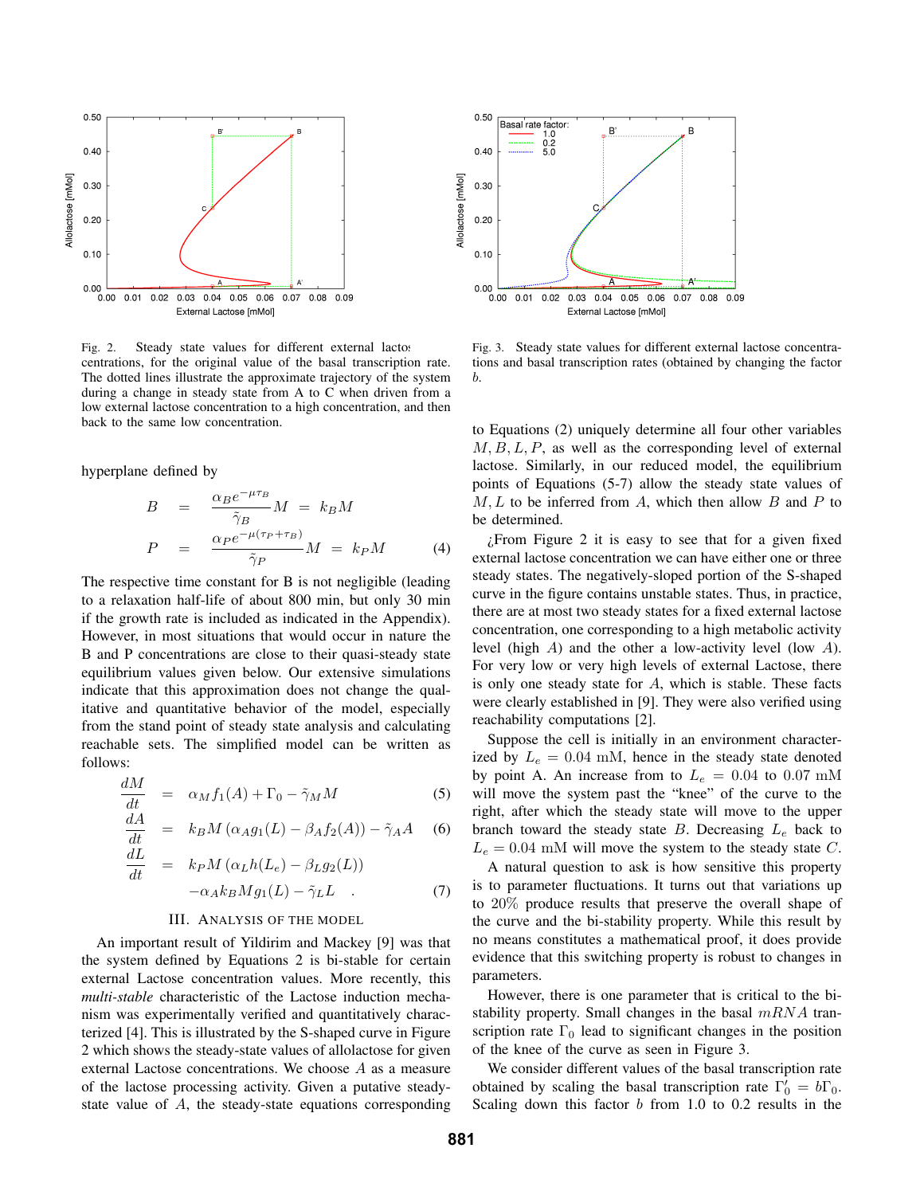Fig. 2. Steady state values for different external lactose concentrations, for the original value of the basal transcription rate. The dotted lines illustrate the approximate trajectory of the system during a change in steady state from A to C when driven from a low external lactose concentration to a high concentration, and then back to the same low concentration.

Fig. 3. Steady state values for different external lactose concentrations and basal transcription rates (obtained by changing the factor $b$.

hyperplane defined by

$$
\begin{aligned}
B &= \frac{\alpha_B e^{-\mu\tau_B}}{\tilde{\gamma}_B} M \;=\; k_B M \\
P &= \frac{\alpha_P e^{-\mu(\tau_P+\tau_B)}}{\tilde{\gamma}_P} M \;=\; k_P M
\end{aligned} \qquad (4)
$$

The respective time constant for B is not negligible (leading to a relaxation half-life of about 800 min, but only 30 min if the growth rate is included as indicated in the Appendix). However, in most situations that would occur in nature the B and P concentrations are close to their quasi-steady state equilibrium values given below. Our extensive simulations indicate that this approximation does not change the qualitative and quantitative behavior of the model, especially from the stand point of steady state analysis and calculating reachable sets. The simplified model can be written as follows:

$$
\begin{aligned}
\frac{dM}{dt} &= \alpha_M f_1(A) + \Gamma_0 - \tilde{\gamma}_M M && (5)\\
\frac{dA}{dt} &= k_B M \left(\alpha_A g_1(L) - \beta_A f_2(A)\right) - \tilde{\gamma}_A A && (6)\\
\frac{dL}{dt} &= k_P M \left(\alpha_L h(L_e) - \beta_L g_2(L)\right) \\
&\quad - \alpha_A k_B M g_1(L) - \tilde{\gamma}_L L \quad . && (7)
\end{aligned}
$$

## III. Analysis of the Model

An important result of Yildirim and Mackey [9] was that the system defined by Equations 2 is bi-stable for certain external Lactose concentration values. More recently, this *multi-stable* characteristic of the Lactose induction mechanism was experimentally verified and quantitatively characterized [4]. This is illustrated by the S-shaped curve in Figure 2 which shows the steady-state values of allolactose for given external Lactose concentrations. We choose $A$ as a measure of the lactose processing activity. Given a putative steady-state value of $A$, the steady-state equations corresponding to Equations (2) uniquely determine all four other variables $M, B, L, P$, as well as the corresponding level of external lactose. Similarly, in our reduced model, the equilibrium points of Equations (5-7) allow the steady state values of $M, L$ to be inferred from $A$, which then allow $B$ and $P$ to be determined.

¿From Figure 2 it is easy to see that for a given fixed external lactose concentration we can have either one or three steady states. The negatively-sloped portion of the S-shaped curve in the figure contains unstable states. Thus, in practice, there are at most two steady states for a fixed external lactose concentration, one corresponding to a high metabolic activity level (high $A$) and the other a low-activity level (low $A$). For very low or very high levels of external Lactose, there is only one steady state for $A$, which is stable. These facts were clearly established in [9]. They were also verified using reachability computations [2].

Suppose the cell is initially in an environment characterized by $L_e = 0.04$ mM, hence in the steady state denoted by point A. An increase from to $L_e = 0.04$ to $0.07$ mM will move the system past the "knee" of the curve to the right, after which the steady state will move to the upper branch toward the steady state $B$. Decreasing $L_e$ back to $L_e = 0.04$ mM will move the system to the steady state $C$.

A natural question to ask is how sensitive this property is to parameter fluctuations. It turns out that variations up to 20% produce results that preserve the overall shape of the curve and the bi-stability property. While this result by no means constitutes a mathematical proof, it does provide evidence that this switching property is robust to changes in parameters.

However, there is one parameter that is critical to the bi-stability property. Small changes in the basal $mRNA$ transcription rate $\Gamma_0$ lead to significant changes in the position of the knee of the curve as seen in Figure 3.

We consider different values of the basal transcription rate obtained by scaling the basal transcription rate $\Gamma_0' = b\Gamma_0$. Scaling down this factor $b$ from 1.0 to 0.2 results in the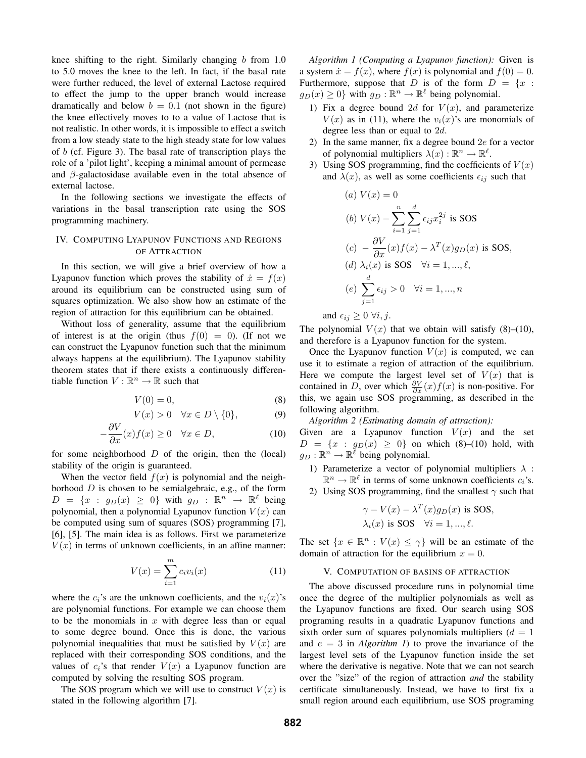knee shifting to the right. Similarly changing $b$ from 1.0 to 5.0 moves the knee to the left. In fact, if the basal rate were further reduced, the level of external Lactose required to effect the jump to the upper branch would increase dramatically and below $b = 0.1$ (not shown in the figure) the knee effectively moves to to a value of Lactose that is not realistic. In other words, it is impossible to effect a switch from a low steady state to the high steady state for low values of $b$ (cf. Figure 3). The basal rate of transcription plays the role of a 'pilot light', keeping a minimal amount of permease and $\beta$-galactosidase available even in the total absence of external lactose.

In the following sections we investigate the effects of variations in the basal transcription rate using the SOS programming machinery.

## IV. Computing Lyapunov Functions and Regions of Attraction

In this section, we will give a brief overview of how a Lyapunov function which proves the stability of $\dot{x} = f(x)$ around its equilibrium can be constructed using sum of squares optimization. We also show how an estimate of the region of attraction for this equilibrium can be obtained.

Without loss of generality, assume that the equilibrium of interest is at the origin (thus $f(0) = 0$). (If not we can construct the Lyapunov function such that the minimum always happens at the equilibrium). The Lyapunov stability theorem states that if there exists a continuously differentiable function $V : \mathbb{R}^n \to \mathbb{R}$ such that

$$V(0) = 0, \tag{8}$$

$$V(x) > 0 \quad \forall x \in D \setminus \{0\}, \tag{9}$$

$$-\frac{\partial V}{\partial x}(x)f(x) \geq 0 \quad \forall x \in D, \tag{10}$$

for some neighborhood $D$ of the origin, then the (local) stability of the origin is guaranteed.

When the vector field $f(x)$ is polynomial and the neighborhood $D$ is chosen to be semialgebraic, e.g., of the form $D = \{x : g_D(x) \geq 0\}$ with $g_D : \mathbb{R}^n \to \mathbb{R}^\ell$ being polynomial, then a polynomial Lyapunov function $V(x)$ can be computed using sum of squares (SOS) programming [7], [6], [5]. The main idea is as follows. First we parameterize $V(x)$ in terms of unknown coefficients, in an affine manner:

$$V(x) = \sum_{i=1}^{m} c_i v_i(x) \tag{11}$$

where the $c_i$'s are the unknown coefficients, and the $v_i(x)$'s are polynomial functions. For example we can choose them to be the monomials in $x$ with degree less than or equal to some degree bound. Once this is done, the various polynomial inequalities that must be satisfied by $V(x)$ are replaced with their corresponding SOS conditions, and the values of $c_i$'s that render $V(x)$ a Lyapunov function are computed by solving the resulting SOS program.

The SOS program which we will use to construct $V(x)$ is stated in the following algorithm [7].

*Algorithm 1 (Computing a Lyapunov function):* Given is a system $\dot{x} = f(x)$, where $f(x)$ is polynomial and $f(0) = 0$. Furthermore, suppose that $D$ is of the form $D = \{x : g_D(x) \geq 0\}$ with $g_D : \mathbb{R}^n \to \mathbb{R}^\ell$ being polynomial.

1) Fix a degree bound $2d$ for $V(x)$, and parameterize $V(x)$ as in (11), where the $v_i(x)$'s are monomials of degree less than or equal to $2d$.
2) In the same manner, fix a degree bound $2e$ for a vector of polynomial multipliers $\lambda(x) : \mathbb{R}^n \to \mathbb{R}^\ell$.
3) Using SOS programming, find the coefficients of $V(x)$ and $\lambda(x)$, as well as some coefficients $\epsilon_{ij}$ such that

$$\begin{aligned}
&(a)\ V(x) = 0 \\
&(b)\ V(x) - \sum_{i=1}^{n}\sum_{j=1}^{d} \epsilon_{ij} x_i^{2j} \text{ is SOS} \\
&(c)\ -\frac{\partial V}{\partial x}(x)f(x) - \lambda^T(x) g_D(x) \text{ is SOS}, \\
&(d)\ \lambda_i(x) \text{ is SOS} \quad \forall i = 1, ..., \ell, \\
&(e)\ \sum_{j=1}^{d} \epsilon_{ij} > 0 \quad \forall i = 1, ..., n
\end{aligned}$$

and $\epsilon_{ij} \geq 0\ \forall i, j$.

The polynomial $V(x)$ that we obtain will satisfy (8)–(10), and therefore is a Lyapunov function for the system.

Once the Lyapunov function $V(x)$ is computed, we can use it to estimate a region of attraction of the equilibrium. Here we compute the largest level set of $V(x)$ that is contained in $D$, over which $\frac{\partial V}{\partial x}(x)f(x)$ is non-positive. For this, we again use SOS programming, as described in the following algorithm.

*Algorithm 2 (Estimating domain of attraction):* Given are a Lyapunov function $V(x)$ and the set $D = \{x : g_D(x) \geq 0\}$ on which (8)–(10) hold, with $g_D : \mathbb{R}^n \to \mathbb{R}^\ell$ being polynomial.

1) Parameterize a vector of polynomial multipliers $\lambda : \mathbb{R}^n \to \mathbb{R}^\ell$ in terms of some unknown coefficients $c_i$'s.
2) Using SOS programming, find the smallest $\gamma$ such that

$$\begin{aligned}
&\gamma - V(x) - \lambda^T(x) g_D(x) \text{ is SOS}, \\
&\lambda_i(x) \text{ is SOS} \quad \forall i = 1, ..., \ell.
\end{aligned}$$

The set $\{x \in \mathbb{R}^n : V(x) \leq \gamma\}$ will be an estimate of the domain of attraction for the equilibrium $x = 0$.

## V. Computation of Basins of Attraction

The above discussed procedure runs in polynomial time once the degree of the multiplier polynomials as well as the Lyapunov functions are fixed. Our search using SOS programing results in a quadratic Lyapunov functions and sixth order sum of squares polynomials multipliers ($d = 1$ and $e = 3$ in *Algorithm 1*) to prove the invariance of the largest level sets of the Lyapunov function inside the set where the derivative is negative. Note that we can not search over the "size" of the region of attraction *and* the stability certificate simultaneously. Instead, we have to first fix a small region around each equilibrium, use SOS programing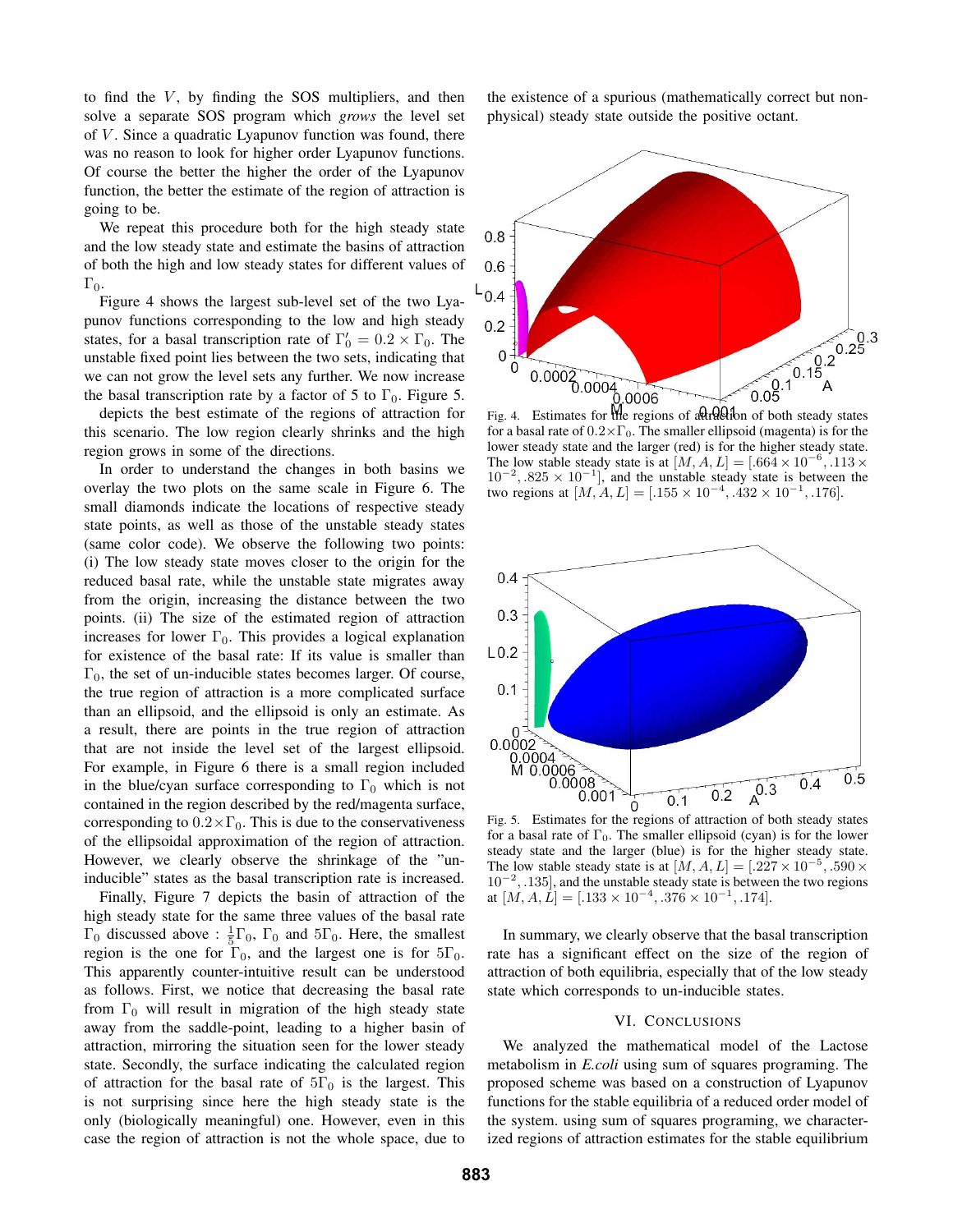to find the $V$, by finding the SOS multipliers, and then solve a separate SOS program which *grows* the level set of $V$. Since a quadratic Lyapunov function was found, there was no reason to look for higher order Lyapunov functions. Of course the better the higher the order of the Lyapunov function, the better the estimate of the region of attraction is going to be.

We repeat this procedure both for the high steady state and the low steady state and estimate the basins of attraction of both the high and low steady states for different values of $\Gamma_0$.

Figure 4 shows the largest sub-level set of the two Lyapunov functions corresponding to the low and high steady states, for a basal transcription rate of $\Gamma_0' = 0.2 \times \Gamma_0$. The unstable fixed point lies between the two sets, indicating that we can not grow the level sets any further. We now increase the basal transcription rate by a factor of 5 to $\Gamma_0$. Figure 5. depicts the best estimate of the regions of attraction for this scenario. The low region clearly shrinks and the high region grows in some of the directions.

In order to understand the changes in both basins we overlay the two plots on the same scale in Figure 6. The small diamonds indicate the locations of respective steady state points, as well as those of the unstable steady states (same color code). We observe the following two points: (i) The low steady state moves closer to the origin for the reduced basal rate, while the unstable state migrates away from the origin, increasing the distance between the two points. (ii) The size of the estimated region of attraction increases for lower $\Gamma_0$. This provides a logical explanation for existence of the basal rate: If its value is smaller than $\Gamma_0$, the set of un-inducible states becomes larger. Of course, the true region of attraction is a more complicated surface than an ellipsoid, and the ellipsoid is only an estimate. As a result, there are points in the true region of attraction that are not inside the level set of the largest ellipsoid. For example, in Figure 6 there is a small region included in the blue/cyan surface corresponding to $\Gamma_0$ which is not contained in the region described by the red/magenta surface, corresponding to $0.2 \times \Gamma_0$. This is due to the conservativeness of the ellipsoidal approximation of the region of attraction. However, we clearly observe the shrinkage of the "un-inducible" states as the basal transcription rate is increased.

Finally, Figure 7 depicts the basin of attraction of the high steady state for the same three values of the basal rate $\Gamma_0$ discussed above : $\frac{1}{5}\Gamma_0$, $\Gamma_0$ and $5\Gamma_0$. Here, the smallest region is the one for $\Gamma_0$, and the largest one is for $5\Gamma_0$. This apparently counter-intuitive result can be understood as follows. First, we notice that decreasing the basal rate from $\Gamma_0$ will result in migration of the high steady state away from the saddle-point, leading to a higher basin of attraction, mirroring the situation seen for the lower steady state. Secondly, the surface indicating the calculated region of attraction for the basal rate of $5\Gamma_0$ is the largest. This is not surprising since here the high steady state is the only (biologically meaningful) one. However, even in this case the region of attraction is not the whole space, due to the existence of a spurious (mathematically correct but non-physical) steady state outside the positive octant.

Fig. 4. Estimates for the regions of attraction of both steady states for a basal rate of $0.2 \times \Gamma_0$. The smaller ellipsoid (magenta) is for the lower steady state and the larger (red) is for the higher steady state. The low stable steady state is at $[M, A, L] = [.664 \times 10^{-6}, .113 \times 10^{-2}, .825 \times 10^{-1}]$, and the unstable steady state is between the two regions at $[M, A, L] = [.155 \times 10^{-4}, .432 \times 10^{-1}, .176]$.

Fig. 5. Estimates for the regions of attraction of both steady states for a basal rate of $\Gamma_0$. The smaller ellipsoid (cyan) is for the lower steady state and the larger (blue) is for the higher steady state. The low stable steady state is at $[M, A, L] = [.227 \times 10^{-5}, .590 \times 10^{-2}, .135]$, and the unstable steady state is between the two regions at $[M, A, L] = [.133 \times 10^{-4}, .376 \times 10^{-1}, .174]$.

In summary, we clearly observe that the basal transcription rate has a significant effect on the size of the region of attraction of both equilibria, especially that of the low steady state which corresponds to un-inducible states.

## VI. Conclusions

We analyzed the mathematical model of the Lactose metabolism in *E.coli* using sum of squares programing. The proposed scheme was based on a construction of Lyapunov functions for the stable equilibria of a reduced order model of the system. using sum of squares programing, we characterized regions of attraction estimates for the stable equilibrium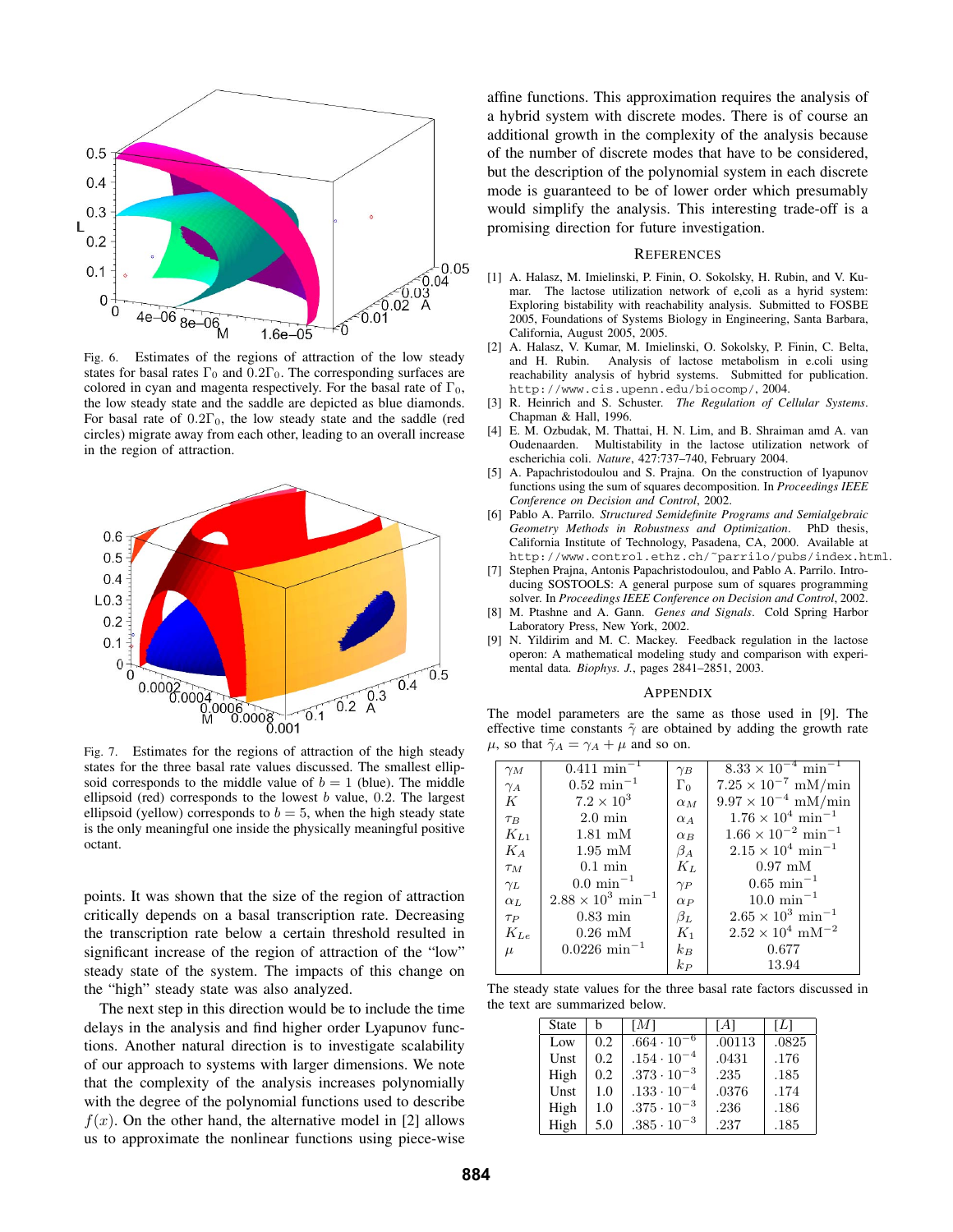0.5
0.4
0.3
L
0.2
0.1
0
0
4e–06
8e–06
M
1.6e–05
0
0.01
0.02
A
0.03
0.04
0.05

Fig. 6. Estimates of the regions of attraction of the low steady states for basal rates $\Gamma_0$ and $0.2\Gamma_0$. The corresponding surfaces are colored in cyan and magenta respectively. For the basal rate of $\Gamma_0$, the low steady state and the saddle are depicted as blue diamonds. For basal rate of $0.2\Gamma_0$, the low steady state and the saddle (red circles) migrate away from each other, leading to an overall increase in the region of attraction.

0.6
0.5
0.4
L0.3
0.2
0.1
0
0
0.0002
0.0004
0.0006
M
0.0008
0.001
0.1
0.2
A
0.3
0.4
0.5

Fig. 7. Estimates for the regions of attraction of the high steady states for the three basal rate values discussed. The smallest ellipsoid corresponds to the middle value of $b = 1$ (blue). The middle ellipsoid (red) corresponds to the lowest $b$ value, 0.2. The largest ellipsoid (yellow) corresponds to $b = 5$, when the high steady state is the only meaningful one inside the physically meaningful positive octant.

points. It was shown that the size of the region of attraction critically depends on a basal transcription rate. Decreasing the transcription rate below a certain threshold resulted in significant increase of the region of attraction of the "low" steady state of the system. The impacts of this change on the "high" steady state was also analyzed.

The next step in this direction would be to include the time delays in the analysis and find higher order Lyapunov functions. Another natural direction is to investigate scalability of our approach to systems with larger dimensions. We note that the complexity of the analysis increases polynomially with the degree of the polynomial functions used to describe $f(x)$. On the other hand, the alternative model in [2] allows us to approximate the nonlinear functions using piece-wise affine functions. This approximation requires the analysis of a hybrid system with discrete modes. There is of course an additional growth in the complexity of the analysis because of the number of discrete modes that have to be considered, but the description of the polynomial system in each discrete mode is guaranteed to be of lower order which presumably would simplify the analysis. This interesting trade-off is a promising direction for future investigation.

## References

[1] A. Halasz, M. Imielinski, P. Finin, O. Sokolsky, H. Rubin, and V. Kumar. The lactose utilization network of e,coli as a hyrid system: Exploring bistability with reachability analysis. Submitted to FOSBE 2005, Foundations of Systems Biology in Engineering, Santa Barbara, California, August 2005, 2005.

[2] A. Halasz, V. Kumar, M. Imielinski, P. Finin, O. Sokolsky, C. Belta, and H. Rubin. Analysis of lactose metabolism in e.coli using reachability analysis of hybrid systems. Submitted for publication. http://www.cis.upenn.edu/biocomp/, 2004.

[3] R. Heinrich and S. Schuster. *The Regulation of Cellular Systems*. Chapman & Hall, 1996.

[4] E. M. Ozbudak, M. Thattai, H. N. Lim, and B. Shraiman amd A. van Oudenaarden. Multistability in the lactose utilization network of escherichia coli. *Nature*, 427:737–740, February 2004.

[5] A. Papachristodoulou and S. Prajna. On the construction of lyapunov functions using the sum of squares decomposition. In *Proceedings IEEE Conference on Decision and Control*, 2002.

[6] Pablo A. Parrilo. *Structured Semidefinite Programs and Semialgebraic Geometry Methods in Robustness and Optimization*. PhD thesis, California Institute of Technology, Pasadena, CA, 2000. Available at http://www.control.ethz.ch/~parrilo/pubs/index.html.

[7] Stephen Prajna, Antonis Papachristodoulou, and Pablo A. Parrilo. Introducing SOSTOOLS: A general purpose sum of squares programming solver. In *Proceedings IEEE Conference on Decision and Control*, 2002.

[8] M. Ptashne and A. Gann. *Genes and Signals*. Cold Spring Harbor Laboratory Press, New York, 2002.

[9] N. Yildirim and M. C. Mackey. Feedback regulation in the lactose operon: A mathematical modeling study and comparison with experimental data. *Biophys. J.*, pages 2841–2851, 2003.

## Appendix

The model parameters are the same as those used in [9]. The effective time constants $\tilde{\gamma}$ are obtained by adding the growth rate $\mu$, so that $\tilde{\gamma}_A = \gamma_A + \mu$ and so on.

| | | | |
|---|---|---|---|
| $\gamma_M$ | 0.411 $\text{min}^{-1}$ | $\gamma_B$ | $8.33 \times 10^{-4}$ $\text{min}^{-1}$ |
| $\gamma_A$ | 0.52 $\text{min}^{-1}$ | $\Gamma_0$ | $7.25 \times 10^{-7}$ mM/min |
| $K$ | $7.2 \times 10^3$ | $\alpha_M$ | $9.97 \times 10^{-4}$ mM/min |
| $\tau_B$ | 2.0 min | $\alpha_A$ | $1.76 \times 10^4$ $\text{min}^{-1}$ |
| $K_{L1}$ | 1.81 mM | $\alpha_B$ | $1.66 \times 10^{-2}$ $\text{min}^{-1}$ |
| $K_A$ | 1.95 mM | $\beta_A$ | $2.15 \times 10^4$ $\text{min}^{-1}$ |
| $\tau_M$ | 0.1 min | $K_L$ | 0.97 mM |
| $\gamma_L$ | 0.0 $\text{min}^{-1}$ | $\gamma_P$ | 0.65 $\text{min}^{-1}$ |
| $\alpha_L$ | $2.88 \times 10^3$ $\text{min}^{-1}$ | $\alpha_P$ | 10.0 $\text{min}^{-1}$ |
| $\tau_P$ | 0.83 min | $\beta_L$ | $2.65 \times 10^3$ $\text{min}^{-1}$ |
| $K_{Le}$ | 0.26 mM | $K_1$ | $2.52 \times 10^4$ $\text{mM}^{-2}$ |
| $\mu$ | 0.0226 $\text{min}^{-1}$ | $k_B$ | 0.677 |
| | | $k_P$ | 13.94 |

The steady state values for the three basal rate factors discussed in the text are summarized below.

| State | b | $[M]$ | $[A]$ | $[L]$ |
|---|---|---|---|---|
| Low | 0.2 | $.664 \cdot 10^{-6}$ | .00113 | .0825 |
| Unst | 0.2 | $.154 \cdot 10^{-4}$ | .0431 | .176 |
| High | 0.2 | $.373 \cdot 10^{-3}$ | .235 | .185 |
| Unst | 1.0 | $.133 \cdot 10^{-4}$ | .0376 | .174 |
| High | 1.0 | $.375 \cdot 10^{-3}$ | .236 | .186 |
| High | 5.0 | $.385 \cdot 10^{-3}$ | .237 | .185 |